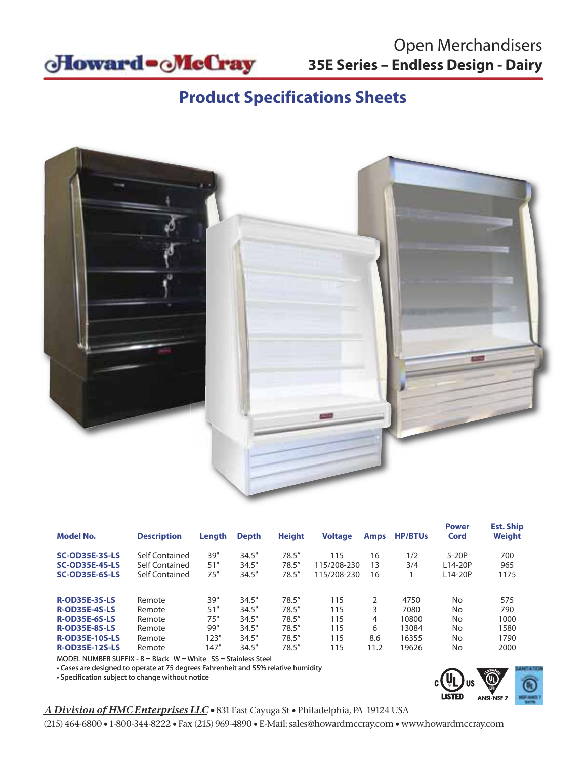Howard-McCray

# Open Merchandisers

## 35E Series – Endless Design - Dairy

# Product Specifications Sheets

| Model No. | Description | Length | Depth | Height | Voltage | Amps | HP/BTUs | Power Cord | Est. Ship Weight |
|---|---|---|---|---|---|---|---|---|---|
| SC-OD35E-3S-LS | Self Contained | 39" | 34.5" | 78.5″ | 115 | 16 | 1/2 | 5-20P | 700 |
| SC-OD35E-4S-LS | Self Contained | 51" | 34.5" | 78.5″ | 115/208-230 | 13 | 3/4 | L14-20P | 965 |
| SC-OD35E-6S-LS | Self Contained | 75" | 34.5" | 78.5″ | 115/208-230 | 16 | 1 | L14-20P | 1175 |
| R-OD35E-3S-LS | Remote | 39" | 34.5" | 78.5″ | 115 | 2 | 4750 | No | 575 |
| R-OD35E-4S-LS | Remote | 51" | 34.5" | 78.5″ | 115 | 3 | 7080 | No | 790 |
| R-OD35E-6S-LS | Remote | 75" | 34.5" | 78.5″ | 115 | 4 | 10800 | No | 1000 |
| R-OD35E-8S-LS | Remote | 99" | 34.5" | 78.5″ | 115 | 6 | 13084 | No | 1580 |
| R-OD35E-10S-LS | Remote | 123" | 34.5" | 78.5″ | 115 | 8.6 | 16355 | No | 1790 |
| R-OD35E-12S-LS | Remote | 147" | 34.5" | 78.5″ | 115 | 11.2 | 19626 | No | 2000 |

MODEL NUMBER SUFFIX - B = Black W = White SS = Stainless Steel

- Cases are designed to operate at 75 degrees Fahrenheit and 55% relative humidity
- Specification subject to change without notice

*A Division of HMC Enterprises LLC* • 831 East Cayuga St • Philadelphia, PA 19124 USA
(215) 464-6800 • 1-800-344-8222 • Fax (215) 969-4890 • E-Mail: sales@howardmccray.com • www.howardmccray.com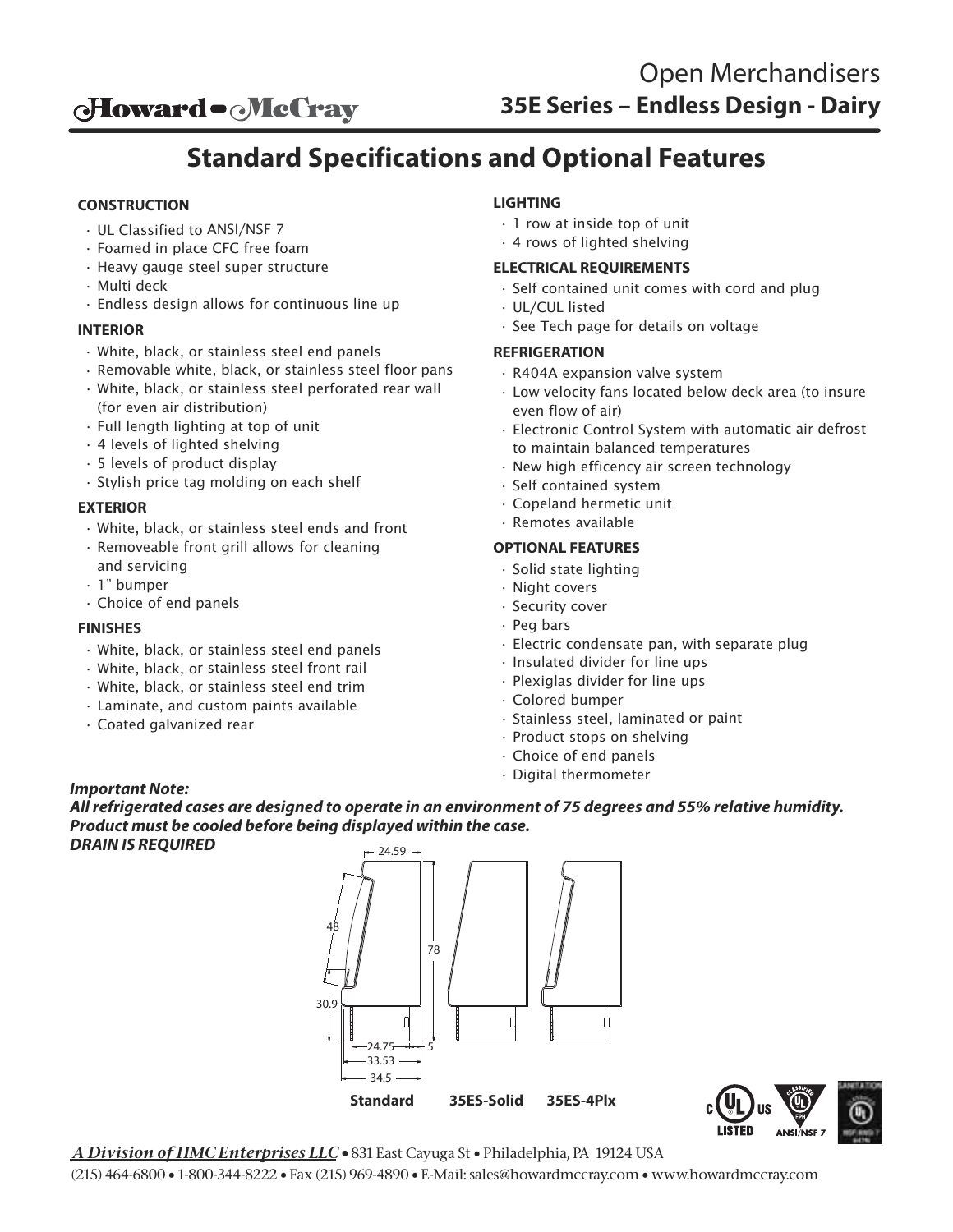Open Merchandisers

**35E Series – Endless Design - Dairy**

# Standard Specifications and Optional Features

### CONSTRUCTION

- UL Classified to ANSI/NSF 7
- Foamed in place CFC free foam
- Heavy gauge steel super structure
- Multi deck
- Endless design allows for continuous line up

### INTERIOR

- White, black, or stainless steel end panels
- Removable white, black, or stainless steel floor pans
- White, black, or stainless steel perforated rear wall (for even air distribution)
- Full length lighting at top of unit
- 4 levels of lighted shelving
- 5 levels of product display
- Stylish price tag molding on each shelf

### EXTERIOR

- White, black, or stainless steel ends and front
- Removeable front grill allows for cleaning and servicing
- 1" bumper
- Choice of end panels

### FINISHES

- White, black, or stainless steel end panels
- White, black, or stainless steel front rail
- White, black, or stainless steel end trim
- Laminate, and custom paints available
- Coated galvanized rear

### LIGHTING

- 1 row at inside top of unit
- 4 rows of lighted shelving

### ELECTRICAL REQUIREMENTS

- Self contained unit comes with cord and plug
- UL/CUL listed
- See Tech page for details on voltage

### REFRIGERATION

- R404A expansion valve system
- Low velocity fans located below deck area (to insure even flow of air)
- Electronic Control System with automatic air defrost to maintain balanced temperatures
- New high efficancy air screen technology
- Self contained system
- Copeland hermetic unit
- Remotes available

### OPTIONAL FEATURES

- Solid state lighting
- Night covers
- Security cover
- Peg bars
- Electric condensate pan, with separate plug
- Insulated divider for line ups
- Plexiglas divider for line ups
- Colored bumper
- Stainless steel, laminated or paint
- Product stops on shelving
- Choice of end panels
- Digital thermometer

***Important Note:***
***All refrigerated cases are designed to operate in an environment of 75 degrees and 55% relative humidity.***
***Product must be cooled before being displayed within the case.***
***DRAIN IS REQUIRED***

24.59 | 48 | 78 | 30.9 | 24.75 | 5 | 33.53 | 34.5

**Standard** **35ES-Solid** **35ES-4Plx**

*A Division of HMC Enterprises LLC* • 831 East Cayuga St • Philadelphia, PA 19124 USA
(215) 464-6800 • 1-800-344-8222 • Fax (215) 969-4890 • E-Mail: sales@howardmccray.com • www.howardmccray.com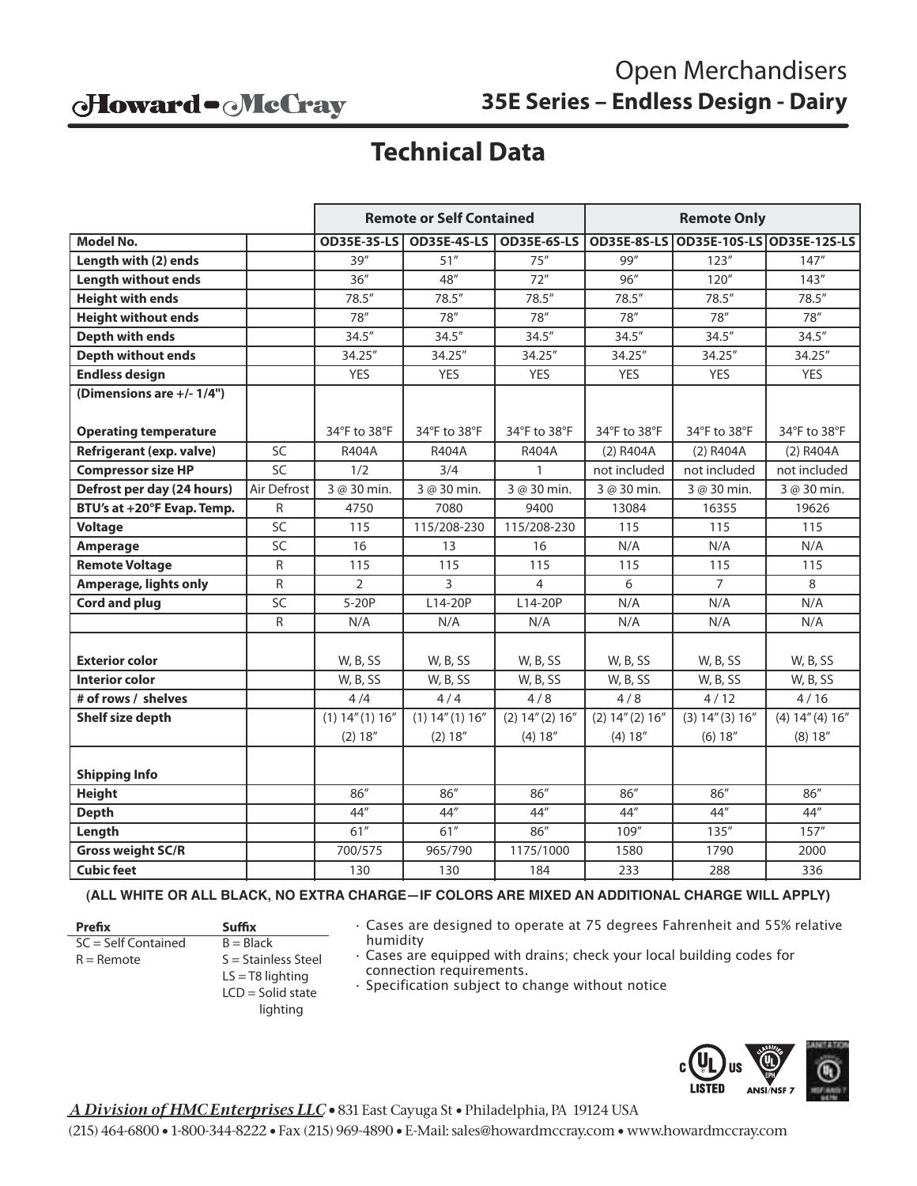Howard-McCray

# Open Merchandisers
## 35E Series – Endless Design - Dairy

# Technical Data

| | | Remote or Self Contained | | | Remote Only | | |
|---|---|---|---|---|---|---|---|
| **Model No.** | | OD35E-3S-LS | OD35E-4S-LS | OD35E-6S-LS | OD35E-8S-LS | OD35E-10S-LS | OD35E-12S-LS |
| **Length with (2) ends** | | 39″ | 51″ | 75″ | 99″ | 123″ | 147″ |
| **Length without ends** | | 36″ | 48″ | 72″ | 96″ | 120″ | 143″ |
| **Height with ends** | | 78.5″ | 78.5″ | 78.5″ | 78.5″ | 78.5″ | 78.5″ |
| **Height without ends** | | 78″ | 78″ | 78″ | 78″ | 78″ | 78″ |
| **Depth with ends** | | 34.5″ | 34.5″ | 34.5″ | 34.5″ | 34.5″ | 34.5″ |
| **Depth without ends** | | 34.25″ | 34.25″ | 34.25″ | 34.25″ | 34.25″ | 34.25″ |
| **Endless design** | | YES | YES | YES | YES | YES | YES |
| **(Dimensions are +/- 1/4")** | | | | | | | |
| **Operating temperature** | | 34°F to 38°F | 34°F to 38°F | 34°F to 38°F | 34°F to 38°F | 34°F to 38°F | 34°F to 38°F |
| **Refrigerant (exp. valve)** | SC | R404A | R404A | R404A | (2) R404A | (2) R404A | (2) R404A |
| **Compressor size HP** | SC | 1/2 | 3/4 | 1 | not included | not included | not included |
| **Defrost per day (24 hours)** | Air Defrost | 3 @ 30 min. | 3 @ 30 min. | 3 @ 30 min. | 3 @ 30 min. | 3 @ 30 min. | 3 @ 30 min. |
| **BTU's at +20°F Evap. Temp.** | R | 4750 | 7080 | 9400 | 13084 | 16355 | 19626 |
| **Voltage** | SC | 115 | 115/208-230 | 115/208-230 | 115 | 115 | 115 |
| **Amperage** | SC | 16 | 13 | 16 | N/A | N/A | N/A |
| **Remote Voltage** | R | 115 | 115 | 115 | 115 | 115 | 115 |
| **Amperage, lights only** | R | 2 | 3 | 4 | 6 | 7 | 8 |
| **Cord and plug** | SC | 5-20P | L14-20P | L14-20P | N/A | N/A | N/A |
| | R | N/A | N/A | N/A | N/A | N/A | N/A |
| **Exterior color** | | W, B, SS | W, B, SS | W, B, SS | W, B, SS | W, B, SS | W, B, SS |
| **Interior color** | | W, B, SS | W, B, SS | W, B, SS | W, B, SS | W, B, SS | W, B, SS |
| **# of rows / shelves** | | 4 /4 | 4 / 4 | 4 / 8 | 4 / 8 | 4 / 12 | 4 / 16 |
| **Shelf size depth** | | (1) 14″ (1) 16″ (2) 18″ | (1) 14″ (1) 16″ (2) 18″ | (2) 14″ (2) 16″ (4) 18″ | (2) 14″ (2) 16″ (4) 18″ | (3) 14″ (3) 16″ (6) 18″ | (4) 14″ (4) 16″ (8) 18″ |
| **Shipping Info** | | | | | | | |
| **Height** | | 86″ | 86″ | 86″ | 86″ | 86″ | 86″ |
| **Depth** | | 44″ | 44″ | 44″ | 44″ | 44″ | 44″ |
| **Length** | | 61″ | 61″ | 86″ | 109″ | 135″ | 157″ |
| **Gross weight SC/R** | | 700/575 | 965/790 | 1175/1000 | 1580 | 1790 | 2000 |
| **Cubic feet** | | 130 | 130 | 184 | 233 | 288 | 336 |

**(ALL WHITE OR ALL BLACK, NO EXTRA CHARGE—IF COLORS ARE MIXED AN ADDITIONAL CHARGE WILL APPLY)**

| **Prefix** | **Suffix** |
|---|---|
| SC = Self Contained | B = Black |
| R = Remote | S = Stainless Steel |
| | LS = T8 lighting |
| | LCD = Solid state lighting |

- Cases are designed to operate at 75 degrees Fahrenheit and 55% relative humidity
- Cases are equipped with drains; check your local building codes for connection requirements.
- Specification subject to change without notice

*A Division of HMC Enterprises LLC* • 831 East Cayuga St • Philadelphia, PA 19124 USA
(215) 464-6800 • 1-800-344-8222 • Fax (215) 969-4890 • E-Mail: sales@howardmccray.com • www.howardmccray.com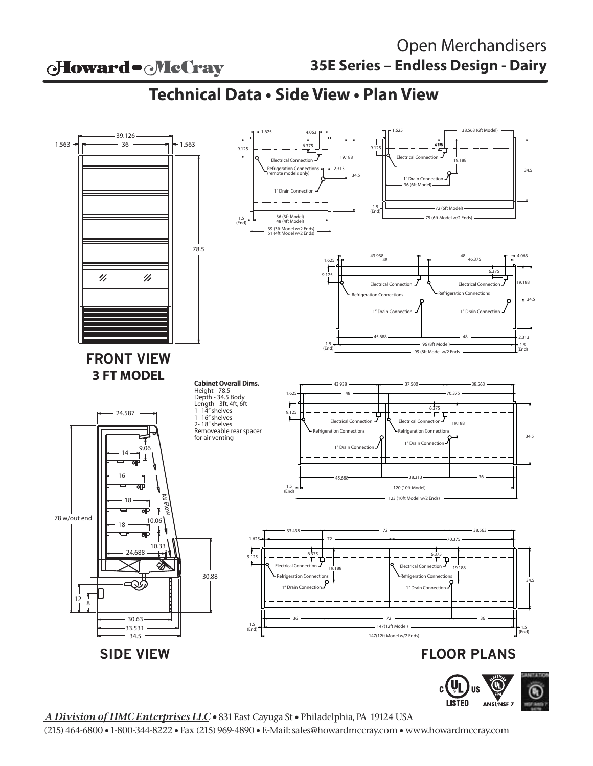Howard-McCray

# Open Merchandisers

## 35E Series – Endless Design - Dairy

## Technical Data • Side View • Plan View

39.126
1.563
36
1.563
78.5

### FRONT VIEW
### 3 FT MODEL

1.625
4.063
6.375
9.125
19.188
Electrical Connection
Refrigeration Connections (remote models only)
2.313
34.5
1" Drain Connection
1.5 (End)
36 (3ft Model)
48 (4ft Model)
39 (3ft Model w/2 Ends)
51 (4ft Model w/2 Ends)

1.625
38.563 (6ft Model)
6.375
9.125
Electrical Connection
19.188
34.5
1" Drain Connection
36 (6ft Model)
1.5 (End)
72 (6ft Model)
75 (6ft Model w/2 Ends)

43.938
48
48
46.375
4.063
1.625
6.375
9.125
Electrical Connection
Electrical Connection
19.188
Refrigeration Connections
Refrigeration Connections
34.5
1" Drain Connection
1" Drain Connection
45.688
48
2.313
1.5 (End)
96 (8ft Model)
1.5 (End)
99 (8ft Model w/2 Ends

**Cabinet Overall Dims.**
Height - 78.5
Depth - 34.5 Body
Length - 3ft, 4ft, 6ft
1- 14" shelves
1- 16" shelves
2- 18" shelves
Removeable rear spacer for air venting

24.587
9.06
14
16
Air Flow
18
78 w/out end
18
10.06
10.33
24.688
30.88
12
8
30.63
33.531
34.5

### SIDE VIEW

43.938
37.500
38.563
1.625
48
70.375
9.125
6.375
Electrical Connection
Electrical Connection
19.188
Refrigeration Connections
Refrigeration Connections
34.5
1" Drain Connection
1" Drain Connection
45.688
38.313
36
1.5 (End)
120 (10ft Model)
123 (10ft Model w/2 Ends)

33.438
72
38.563
1.625
72
70.375
9.125
6.375
6.375
Electrical Connection
19.188
Electrical Connection
19.188
Refrigeration Connections
Refrigeration Connections
34.5
1" Drain Connection
1" Drain Connection
36
72
36
1.5 (End)
147(12ft Model)
1.5 (End)
147(12ft Model w/2 Ends)

### FLOOR PLANS

c UL US LISTED
CLASSIFIED EPH ANSI/NSF 7
SANITATION

*A Division of HMC Enterprises LLC* • 831 East Cayuga St • Philadelphia, PA 19124 USA
(215) 464-6800 • 1-800-344-8222 • Fax (215) 969-4890 • E-Mail: sales@howardmccray.com • www.howardmccray.com